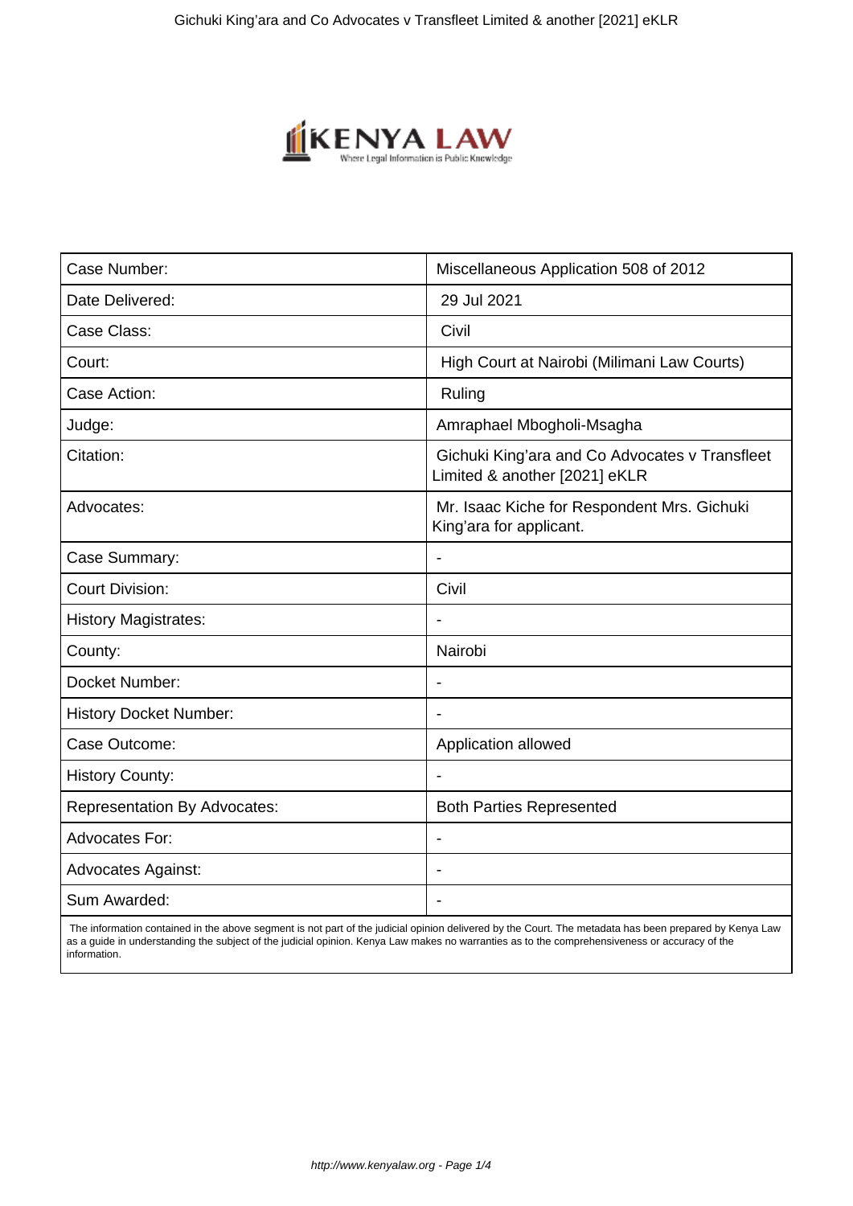| Case Number: | Miscellaneous Application 508 of 2012 |
|---|---|
| Date Delivered: | 29 Jul 2021 |
| Case Class: | Civil |
| Court: | High Court at Nairobi (Milimani Law Courts) |
| Case Action: | Ruling |
| Judge: | Amraphael Mbogholi-Msagha |
| Citation: | Gichuki King'ara and Co Advocates v Transfleet Limited & another [2021] eKLR |
| Advocates: | Mr. Isaac Kiche for Respondent Mrs. Gichuki King'ara for applicant. |
| Case Summary: | - |
| Court Division: | Civil |
| History Magistrates: | - |
| County: | Nairobi |
| Docket Number: | - |
| History Docket Number: | - |
| Case Outcome: | Application allowed |
| History County: | - |
| Representation By Advocates: | Both Parties Represented |
| Advocates For: | - |
| Advocates Against: | - |
| Sum Awarded: | - |

The information contained in the above segment is not part of the judicial opinion delivered by the Court. The metadata has been prepared by Kenya Law as a guide in understanding the subject of the judicial opinion. Kenya Law makes no warranties as to the comprehensiveness or accuracy of the information.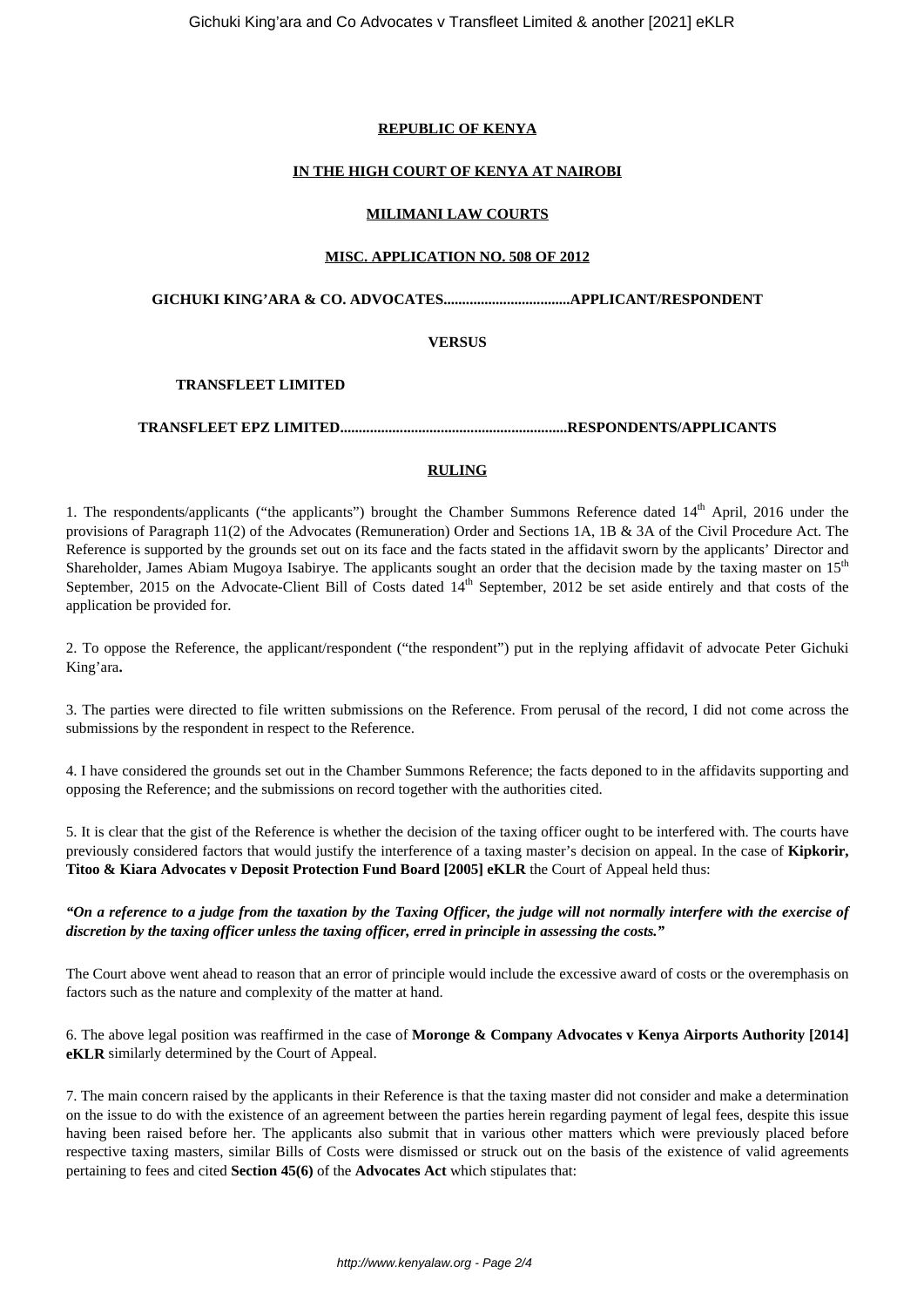**REPUBLIC OF KENYA**

**IN THE HIGH COURT OF KENYA AT NAIROBI**

**MILIMANI LAW COURTS**

**MISC. APPLICATION NO. 508 OF 2012**

**GICHUKI KING'ARA & CO. ADVOCATES.................................APPLICANT/RESPONDENT**

**VERSUS**

**TRANSFLEET LIMITED**

**TRANSFLEET EPZ LIMITED............................................................RESPONDENTS/APPLICANTS**

**RULING**

1. The respondents/applicants ("the applicants") brought the Chamber Summons Reference dated 14th April, 2016 under the provisions of Paragraph 11(2) of the Advocates (Remuneration) Order and Sections 1A, 1B & 3A of the Civil Procedure Act. The Reference is supported by the grounds set out on its face and the facts stated in the affidavit sworn by the applicants' Director and Shareholder, James Abiam Mugoya Isabirye. The applicants sought an order that the decision made by the taxing master on 15th September, 2015 on the Advocate-Client Bill of Costs dated 14th September, 2012 be set aside entirely and that costs of the application be provided for.

2. To oppose the Reference, the applicant/respondent ("the respondent") put in the replying affidavit of advocate Peter Gichuki King'ara**.**

3. The parties were directed to file written submissions on the Reference. From perusal of the record, I did not come across the submissions by the respondent in respect to the Reference.

4. I have considered the grounds set out in the Chamber Summons Reference; the facts deponed to in the affidavits supporting and opposing the Reference; and the submissions on record together with the authorities cited.

5. It is clear that the gist of the Reference is whether the decision of the taxing officer ought to be interfered with. The courts have previously considered factors that would justify the interference of a taxing master's decision on appeal. In the case of **Kipkorir, Titoo & Kiara Advocates v Deposit Protection Fund Board [2005] eKLR** the Court of Appeal held thus:

***"On a reference to a judge from the taxation by the Taxing Officer, the judge will not normally interfere with the exercise of discretion by the taxing officer unless the taxing officer, erred in principle in assessing the costs."***

The Court above went ahead to reason that an error of principle would include the excessive award of costs or the overemphasis on factors such as the nature and complexity of the matter at hand.

6. The above legal position was reaffirmed in the case of **Moronge & Company Advocates v Kenya Airports Authority [2014] eKLR** similarly determined by the Court of Appeal.

7. The main concern raised by the applicants in their Reference is that the taxing master did not consider and make a determination on the issue to do with the existence of an agreement between the parties herein regarding payment of legal fees, despite this issue having been raised before her. The applicants also submit that in various other matters which were previously placed before respective taxing masters, similar Bills of Costs were dismissed or struck out on the basis of the existence of valid agreements pertaining to fees and cited **Section 45(6)** of the **Advocates Act** which stipulates that: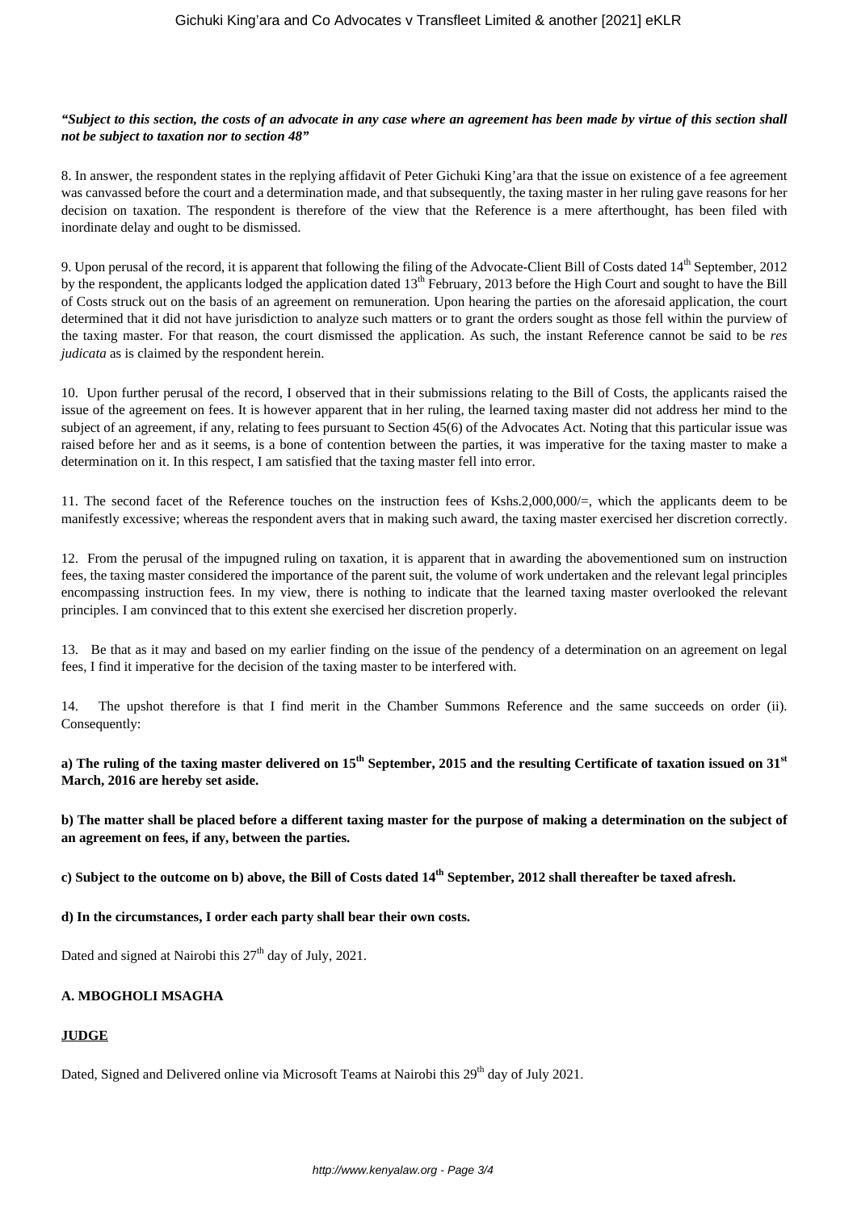***"Subject to this section, the costs of an advocate in any case where an agreement has been made by virtue of this section shall not be subject to taxation nor to section 48"***

8. In answer, the respondent states in the replying affidavit of Peter Gichuki King'ara that the issue on existence of a fee agreement was canvassed before the court and a determination made, and that subsequently, the taxing master in her ruling gave reasons for her decision on taxation. The respondent is therefore of the view that the Reference is a mere afterthought, has been filed with inordinate delay and ought to be dismissed.

9. Upon perusal of the record, it is apparent that following the filing of the Advocate-Client Bill of Costs dated 14th September, 2012 by the respondent, the applicants lodged the application dated 13th February, 2013 before the High Court and sought to have the Bill of Costs struck out on the basis of an agreement on remuneration. Upon hearing the parties on the aforesaid application, the court determined that it did not have jurisdiction to analyze such matters or to grant the orders sought as those fell within the purview of the taxing master. For that reason, the court dismissed the application. As such, the instant Reference cannot be said to be *res judicata* as is claimed by the respondent herein.

10. Upon further perusal of the record, I observed that in their submissions relating to the Bill of Costs, the applicants raised the issue of the agreement on fees. It is however apparent that in her ruling, the learned taxing master did not address her mind to the subject of an agreement, if any, relating to fees pursuant to Section 45(6) of the Advocates Act. Noting that this particular issue was raised before her and as it seems, is a bone of contention between the parties, it was imperative for the taxing master to make a determination on it. In this respect, I am satisfied that the taxing master fell into error.

11. The second facet of the Reference touches on the instruction fees of Kshs.2,000,000/=, which the applicants deem to be manifestly excessive; whereas the respondent avers that in making such award, the taxing master exercised her discretion correctly.

12. From the perusal of the impugned ruling on taxation, it is apparent that in awarding the abovementioned sum on instruction fees, the taxing master considered the importance of the parent suit, the volume of work undertaken and the relevant legal principles encompassing instruction fees. In my view, there is nothing to indicate that the learned taxing master overlooked the relevant principles. I am convinced that to this extent she exercised her discretion properly.

13. Be that as it may and based on my earlier finding on the issue of the pendency of a determination on an agreement on legal fees, I find it imperative for the decision of the taxing master to be interfered with.

14. The upshot therefore is that I find merit in the Chamber Summons Reference and the same succeeds on order (ii). Consequently:

**a) The ruling of the taxing master delivered on 15th September, 2015 and the resulting Certificate of taxation issued on 31st March, 2016 are hereby set aside.**

**b) The matter shall be placed before a different taxing master for the purpose of making a determination on the subject of an agreement on fees, if any, between the parties.**

**c) Subject to the outcome on b) above, the Bill of Costs dated 14th September, 2012 shall thereafter be taxed afresh.**

**d) In the circumstances, I order each party shall bear their own costs.**

Dated and signed at Nairobi this 27th day of July, 2021.

**A. MBOGHOLI MSAGHA**

**JUDGE**

Dated, Signed and Delivered online via Microsoft Teams at Nairobi this 29th day of July 2021.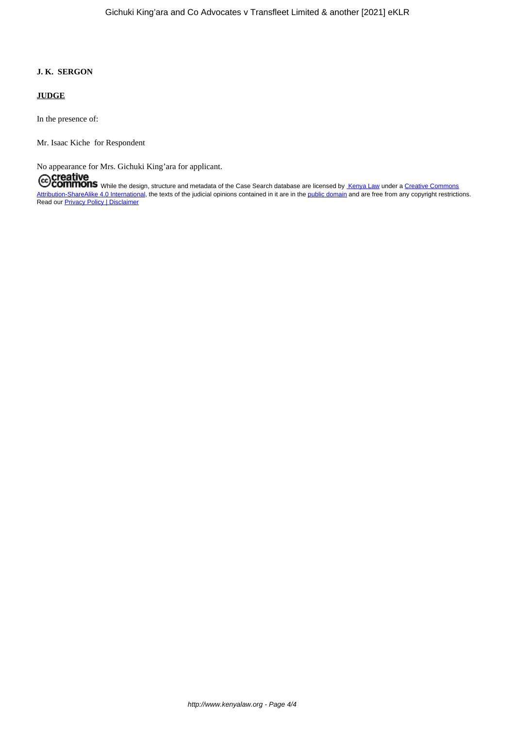**J. K. SERGON**

**JUDGE**

In the presence of:

Mr. Isaac Kiche for Respondent

No appearance for Mrs. Gichuki King'ara for applicant.

While the design, structure and metadata of the Case Search database are licensed by Kenya Law under a Creative Commons Attribution-ShareAlike 4.0 International, the texts of the judicial opinions contained in it are in the public domain and are free from any copyright restrictions. Read our Privacy Policy | Disclaimer